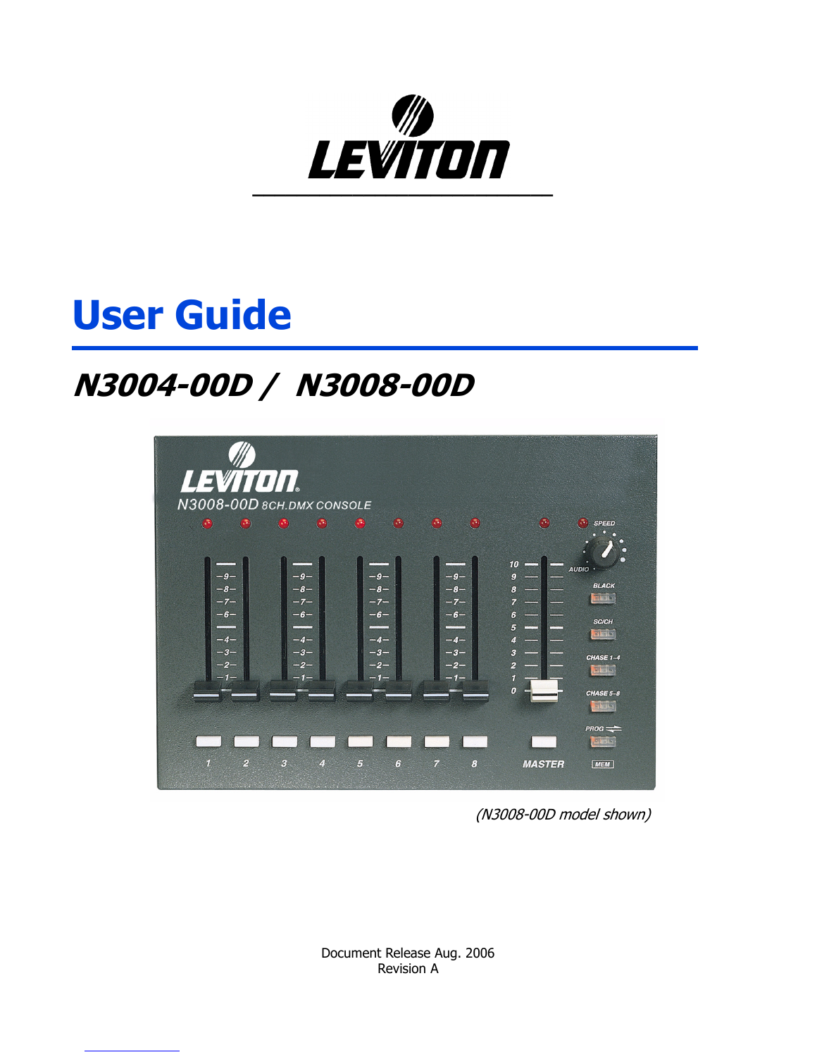# User Guide

## *N3004-00D / N3008-00D*

*(N3008-00D model shown)*

Document Release Aug. 2006
Revision A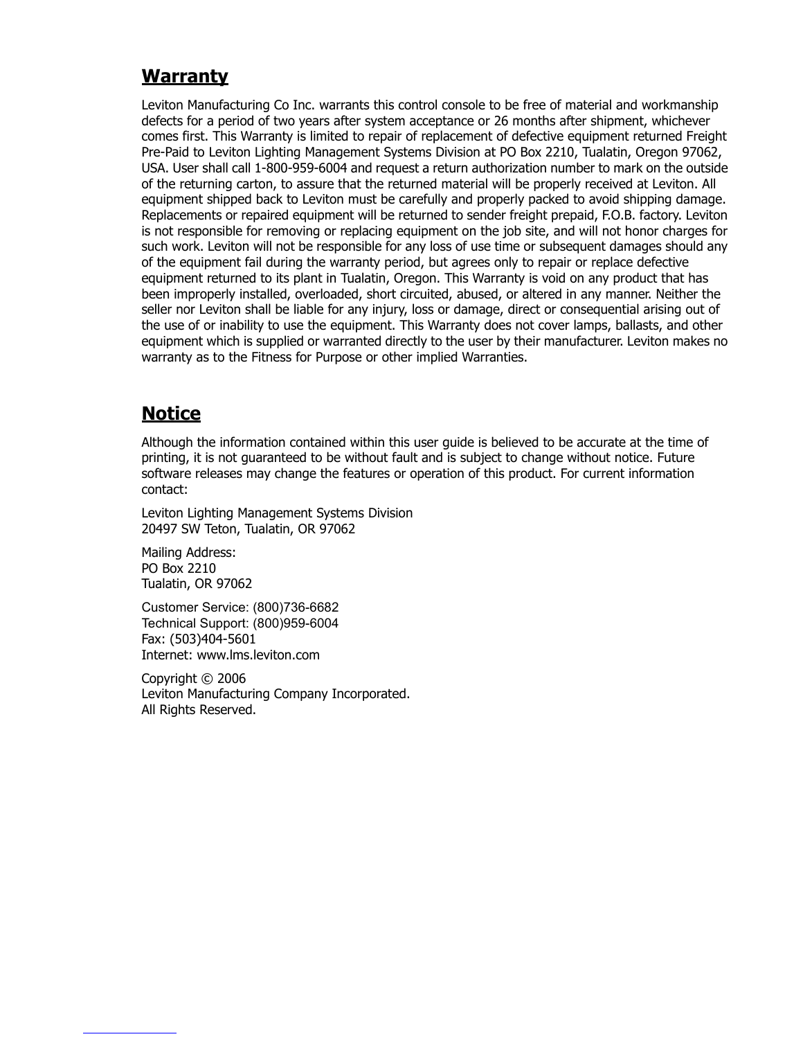## Warranty

Leviton Manufacturing Co Inc. warrants this control console to be free of material and workmanship defects for a period of two years after system acceptance or 26 months after shipment, whichever comes first. This Warranty is limited to repair of replacement of defective equipment returned Freight Pre-Paid to Leviton Lighting Management Systems Division at PO Box 2210, Tualatin, Oregon 97062, USA. User shall call 1-800-959-6004 and request a return authorization number to mark on the outside of the returning carton, to assure that the returned material will be properly received at Leviton. All equipment shipped back to Leviton must be carefully and properly packed to avoid shipping damage. Replacements or repaired equipment will be returned to sender freight prepaid, F.O.B. factory. Leviton is not responsible for removing or replacing equipment on the job site, and will not honor charges for such work. Leviton will not be responsible for any loss of use time or subsequent damages should any of the equipment fail during the warranty period, but agrees only to repair or replace defective equipment returned to its plant in Tualatin, Oregon. This Warranty is void on any product that has been improperly installed, overloaded, short circuited, abused, or altered in any manner. Neither the seller nor Leviton shall be liable for any injury, loss or damage, direct or consequential arising out of the use of or inability to use the equipment. This Warranty does not cover lamps, ballasts, and other equipment which is supplied or warranted directly to the user by their manufacturer. Leviton makes no warranty as to the Fitness for Purpose or other implied Warranties.

## Notice

Although the information contained within this user guide is believed to be accurate at the time of printing, it is not guaranteed to be without fault and is subject to change without notice. Future software releases may change the features or operation of this product. For current information contact:

Leviton Lighting Management Systems Division
20497 SW Teton, Tualatin, OR 97062

Mailing Address:
PO Box 2210
Tualatin, OR 97062

Customer Service: (800)736-6682
Technical Support: (800)959-6004
Fax: (503)404-5601
Internet: www.lms.leviton.com

Copyright © 2006
Leviton Manufacturing Company Incorporated.
All Rights Reserved.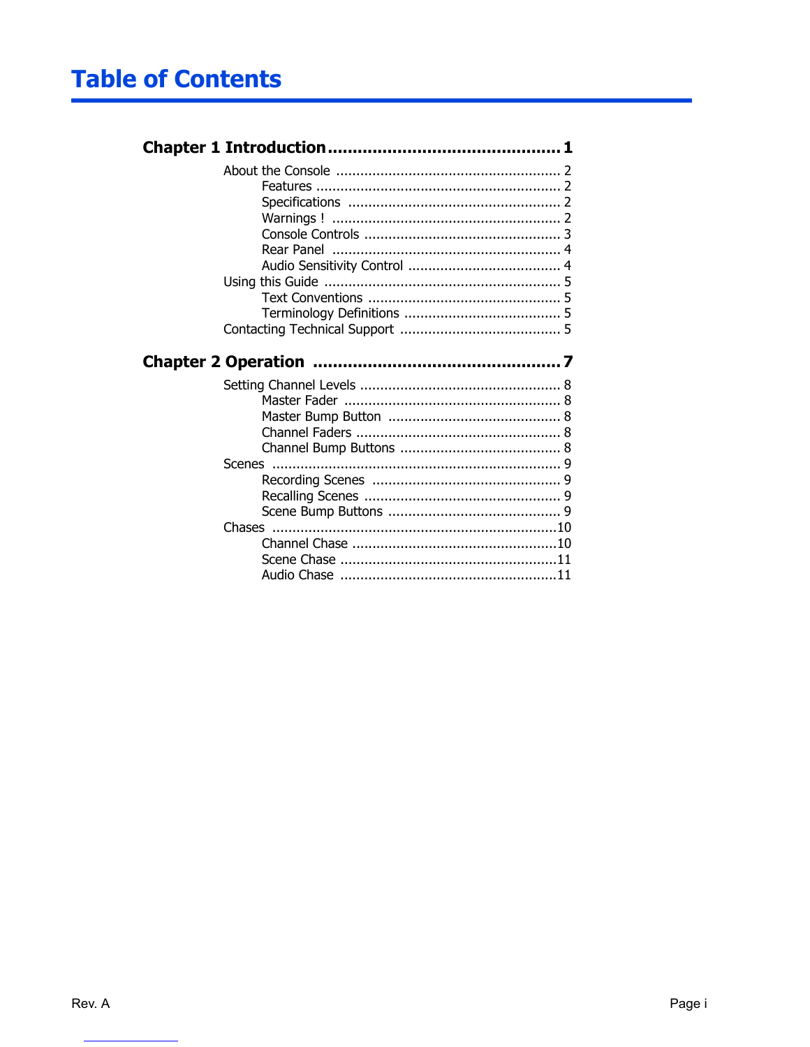# Table of Contents

**Chapter 1 Introduction .............................................. 1**

- About the Console ........................................................ 2
  - Features ............................................................. 2
  - Specifications ..................................................... 2
  - Warnings ! ......................................................... 2
  - Console Controls ................................................. 3
  - Rear Panel ......................................................... 4
  - Audio Sensitivity Control ...................................... 4
- Using this Guide ........................................................... 5
  - Text Conventions ................................................ 5
  - Terminology Definitions ....................................... 5
- Contacting Technical Support ........................................ 5

**Chapter 2 Operation ................................................. 7**

- Setting Channel Levels .................................................. 8
  - Master Fader ..................................................... 8
  - Master Bump Button ........................................... 8
  - Channel Faders ................................................... 8
  - Channel Bump Buttons ........................................ 8
- Scenes ........................................................................ 9
  - Recording Scenes ............................................... 9
  - Recalling Scenes ................................................. 9
  - Scene Bump Buttons ........................................... 9
- Chases ....................................................................... 10
  - Channel Chase ................................................... 10
  - Scene Chase ...................................................... 11
  - Audio Chase ...................................................... 11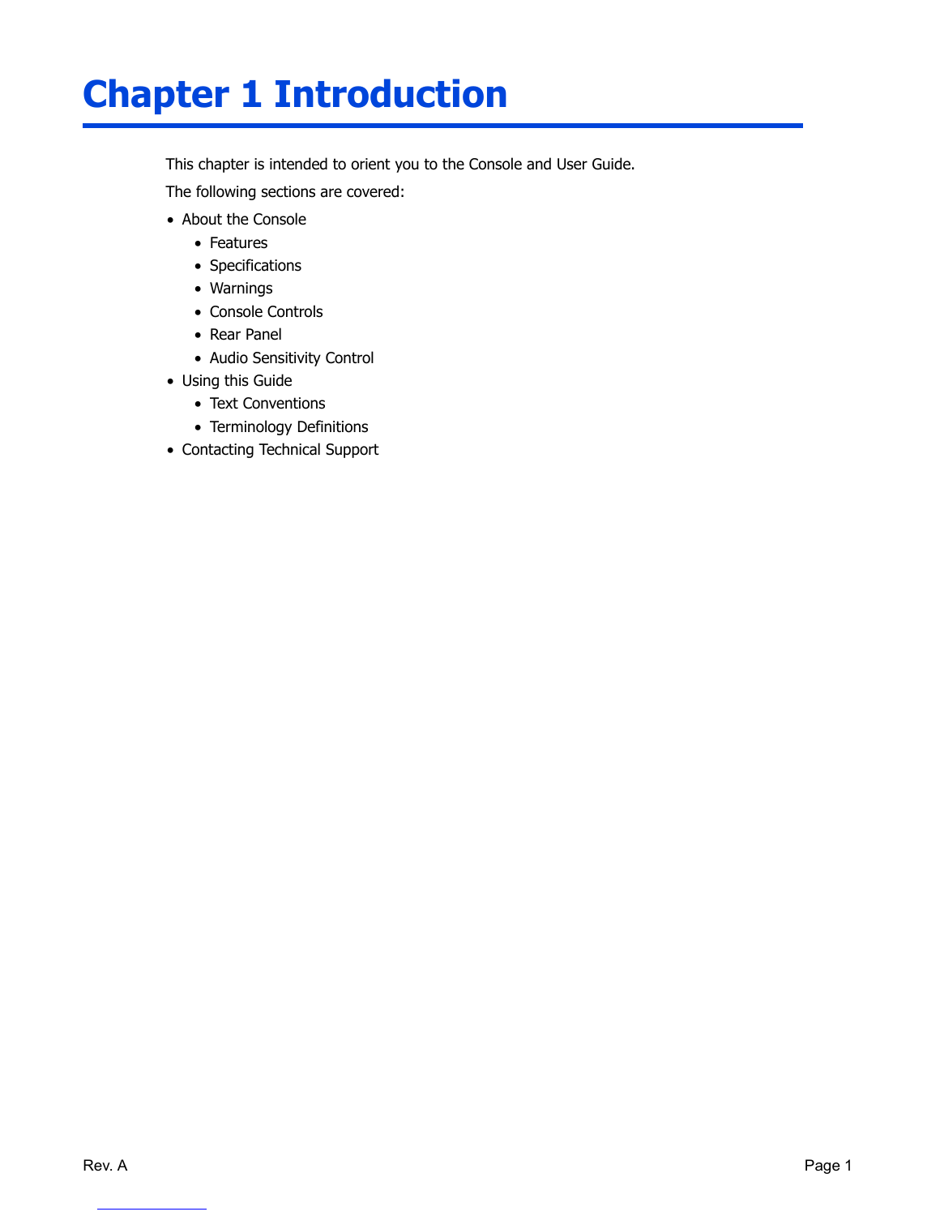# Chapter 1 Introduction

This chapter is intended to orient you to the Console and User Guide.

The following sections are covered:

- About the Console
  - Features
  - Specifications
  - Warnings
  - Console Controls
  - Rear Panel
  - Audio Sensitivity Control
- Using this Guide
  - Text Conventions
  - Terminology Definitions
- Contacting Technical Support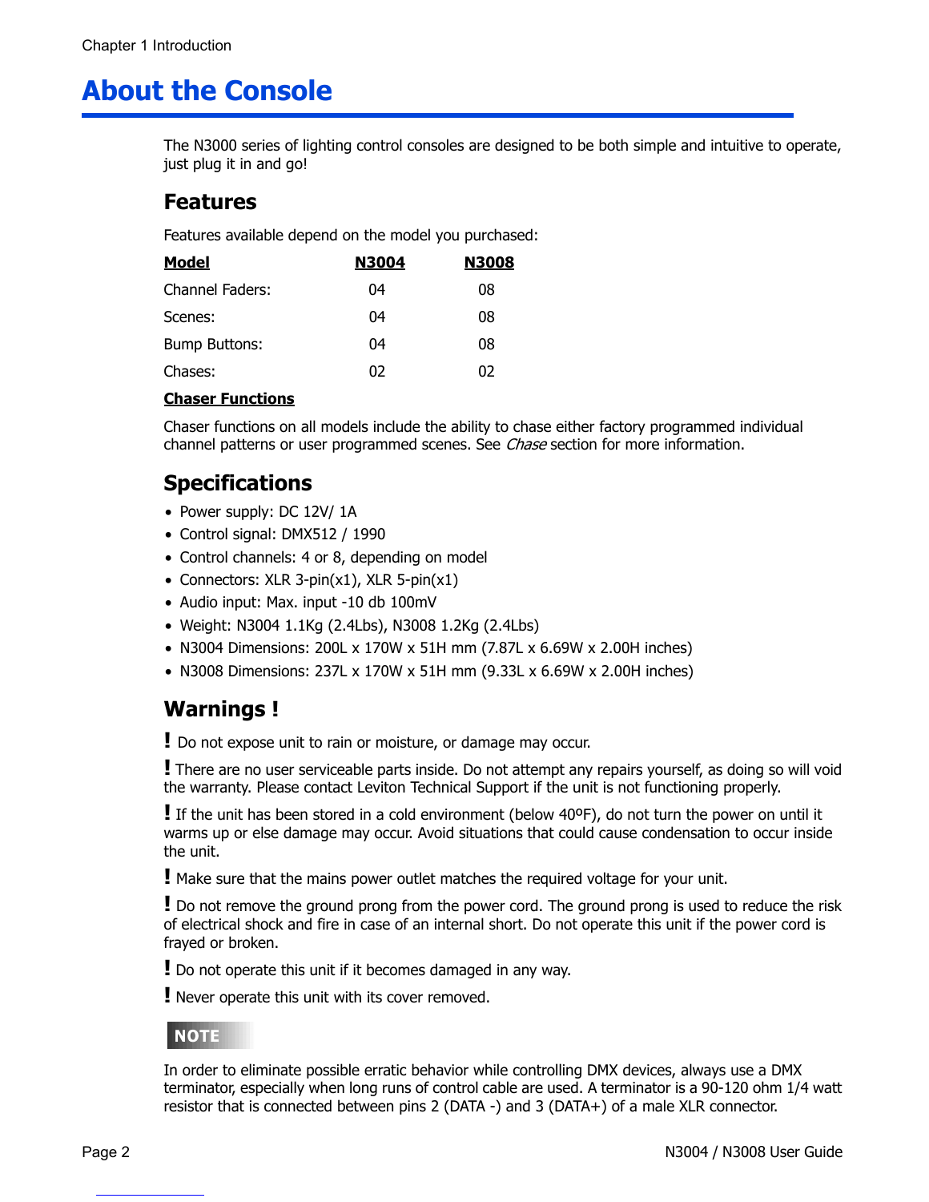# About the Console

The N3000 series of lighting control consoles are designed to be both simple and intuitive to operate, just plug it in and go!

## Features

Features available depend on the model you purchased:

| Model | N3004 | N3008 |
| --- | --- | --- |
| Channel Faders: | 04 | 08 |
| Scenes: | 04 | 08 |
| Bump Buttons: | 04 | 08 |
| Chases: | 02 | 02 |

**Chaser Functions**

Chaser functions on all models include the ability to chase either factory programmed individual channel patterns or user programmed scenes. See *Chase* section for more information.

## Specifications

- Power supply: DC 12V/ 1A
- Control signal: DMX512 / 1990
- Control channels: 4 or 8, depending on model
- Connectors: XLR 3-pin(x1), XLR 5-pin(x1)
- Audio input: Max. input -10 db 100mV
- Weight: N3004 1.1Kg (2.4Lbs), N3008 1.2Kg (2.4Lbs)
- N3004 Dimensions: 200L x 170W x 51H mm (7.87L x 6.69W x 2.00H inches)
- N3008 Dimensions: 237L x 170W x 51H mm (9.33L x 6.69W x 2.00H inches)

## Warnings !

**!** Do not expose unit to rain or moisture, or damage may occur.

**!** There are no user serviceable parts inside. Do not attempt any repairs yourself, as doing so will void the warranty. Please contact Leviton Technical Support if the unit is not functioning properly.

**!** If the unit has been stored in a cold environment (below 40ºF), do not turn the power on until it warms up or else damage may occur. Avoid situations that could cause condensation to occur inside the unit.

**!** Make sure that the mains power outlet matches the required voltage for your unit.

**!** Do not remove the ground prong from the power cord. The ground prong is used to reduce the risk of electrical shock and fire in case of an internal short. Do not operate this unit if the power cord is frayed or broken.

**!** Do not operate this unit if it becomes damaged in any way.

**!** Never operate this unit with its cover removed.

**NOTE**

In order to eliminate possible erratic behavior while controlling DMX devices, always use a DMX terminator, especially when long runs of control cable are used. A terminator is a 90-120 ohm 1/4 watt resistor that is connected between pins 2 (DATA -) and 3 (DATA+) of a male XLR connector.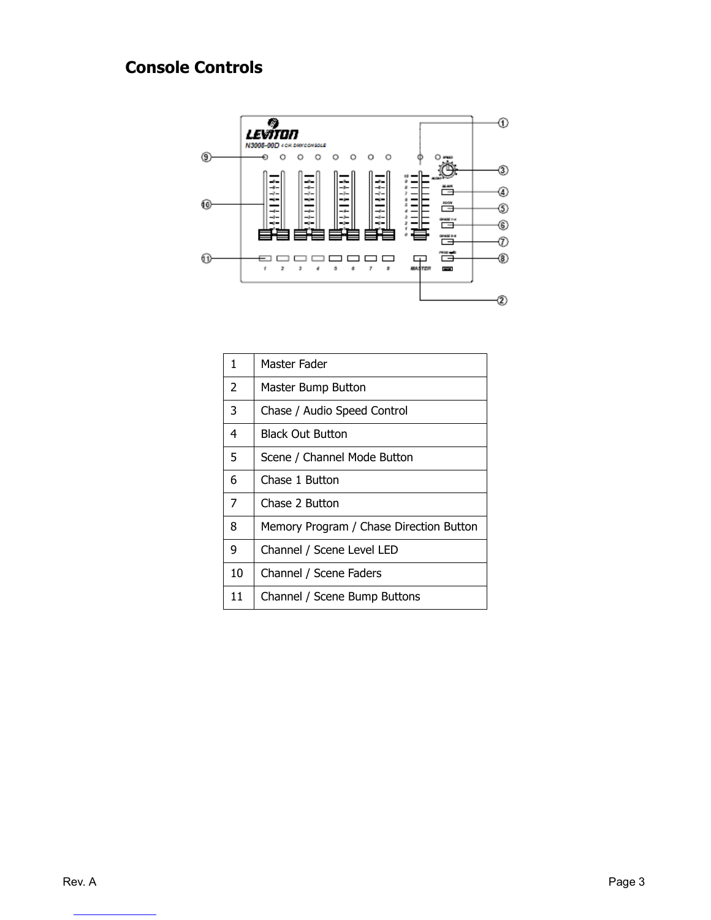## Console Controls

| 1 | Master Fader |
|---|---|
| 2 | Master Bump Button |
| 3 | Chase / Audio Speed Control |
| 4 | Black Out Button |
| 5 | Scene / Channel Mode Button |
| 6 | Chase 1 Button |
| 7 | Chase 2 Button |
| 8 | Memory Program / Chase Direction Button |
| 9 | Channel / Scene Level LED |
| 10 | Channel / Scene Faders |
| 11 | Channel / Scene Bump Buttons |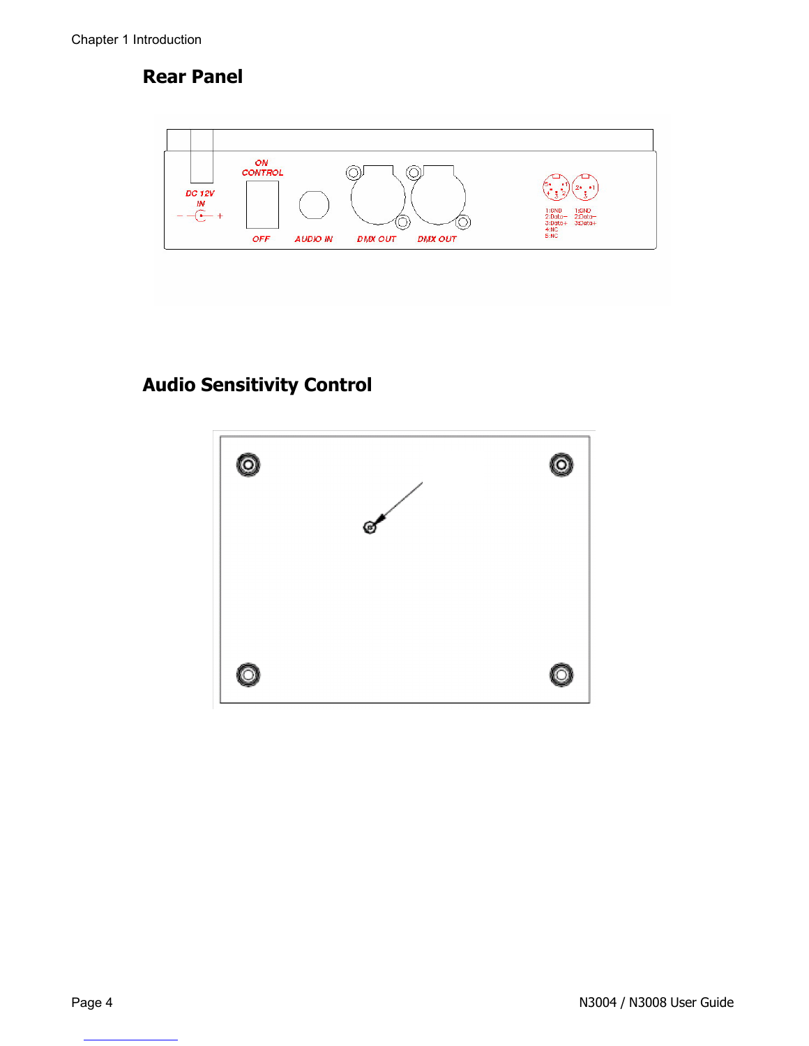## Rear Panel

## Audio Sensitivity Control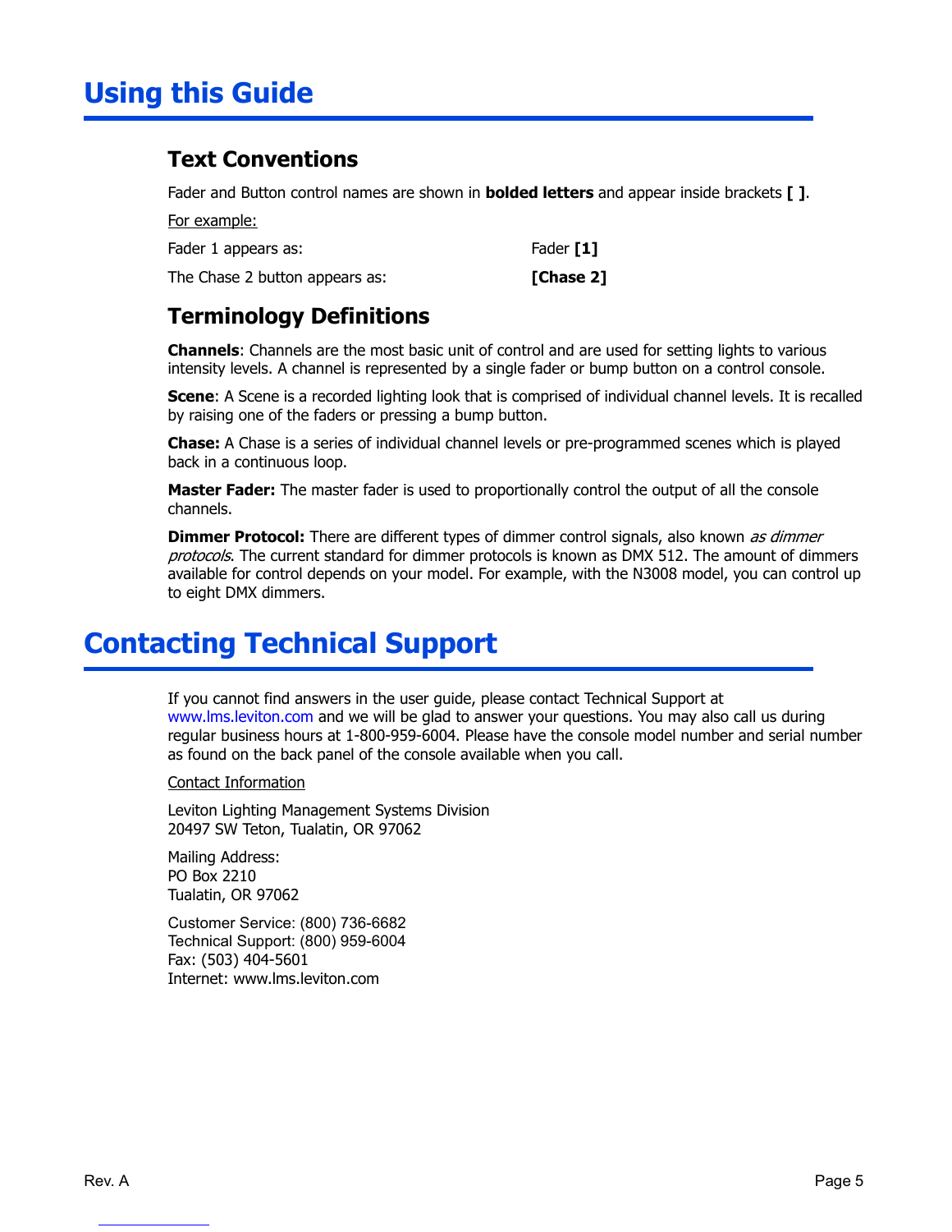# Using this Guide

## Text Conventions

Fader and Button control names are shown in **bolded letters** and appear inside brackets **[ ]**.

For example:

| | |
|---|---|
| Fader 1 appears as: | Fader **[1]** |
| The Chase 2 button appears as: | **[Chase 2]** |

## Terminology Definitions

**Channels**: Channels are the most basic unit of control and are used for setting lights to various intensity levels. A channel is represented by a single fader or bump button on a control console.

**Scene**: A Scene is a recorded lighting look that is comprised of individual channel levels. It is recalled by raising one of the faders or pressing a bump button.

**Chase:** A Chase is a series of individual channel levels or pre-programmed scenes which is played back in a continuous loop.

**Master Fader:** The master fader is used to proportionally control the output of all the console channels.

**Dimmer Protocol:** There are different types of dimmer control signals, also known *as dimmer protocols*. The current standard for dimmer protocols is known as DMX 512. The amount of dimmers available for control depends on your model. For example, with the N3008 model, you can control up to eight DMX dimmers.

# Contacting Technical Support

If you cannot find answers in the user guide, please contact Technical Support at www.lms.leviton.com and we will be glad to answer your questions. You may also call us during regular business hours at 1-800-959-6004. Please have the console model number and serial number as found on the back panel of the console available when you call.

Contact Information

Leviton Lighting Management Systems Division
20497 SW Teton, Tualatin, OR 97062

Mailing Address:
PO Box 2210
Tualatin, OR 97062

Customer Service: (800) 736-6682
Technical Support: (800) 959-6004
Fax: (503) 404-5601
Internet: www.lms.leviton.com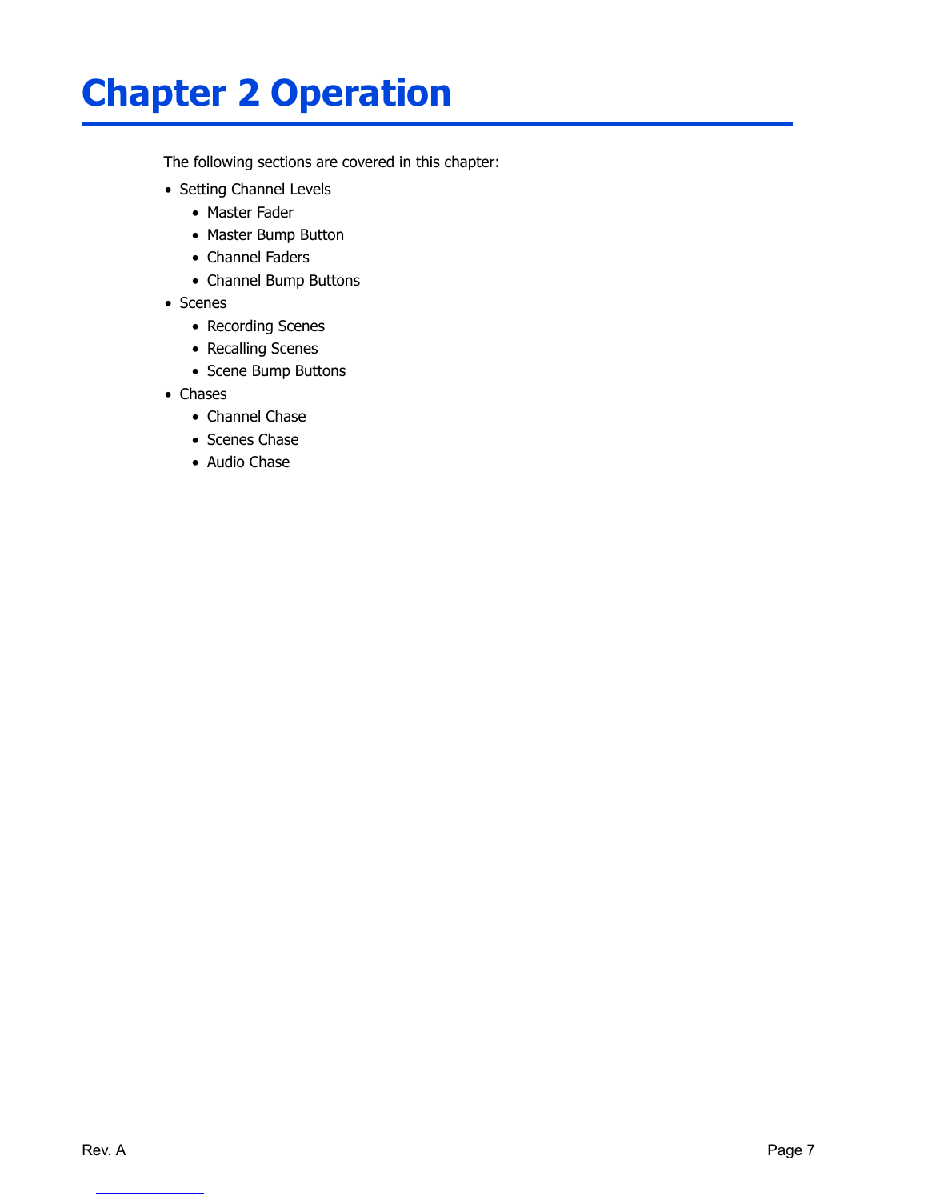# Chapter 2 Operation

The following sections are covered in this chapter:

- Setting Channel Levels
  - Master Fader
  - Master Bump Button
  - Channel Faders
  - Channel Bump Buttons
- Scenes
  - Recording Scenes
  - Recalling Scenes
  - Scene Bump Buttons
- Chases
  - Channel Chase
  - Scenes Chase
  - Audio Chase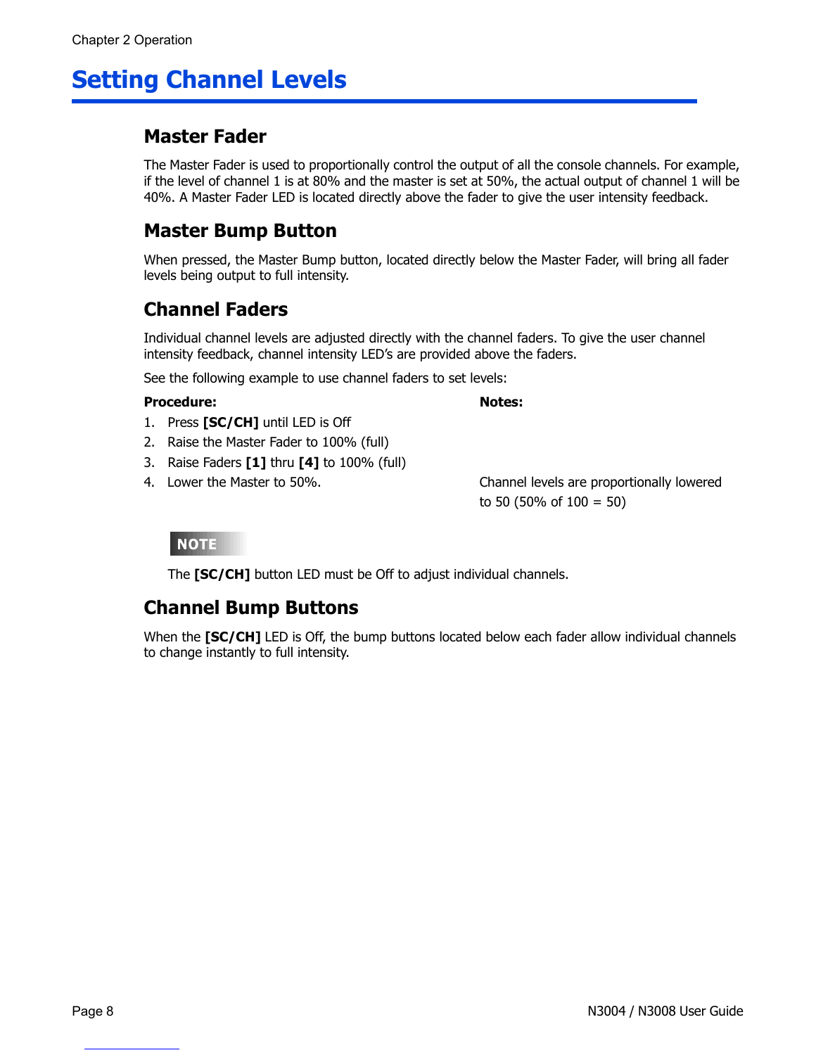# Setting Channel Levels

## Master Fader

The Master Fader is used to proportionally control the output of all the console channels. For example, if the level of channel 1 is at 80% and the master is set at 50%, the actual output of channel 1 will be 40%. A Master Fader LED is located directly above the fader to give the user intensity feedback.

## Master Bump Button

When pressed, the Master Bump button, located directly below the Master Fader, will bring all fader levels being output to full intensity.

## Channel Faders

Individual channel levels are adjusted directly with the channel faders. To give the user channel intensity feedback, channel intensity LED's are provided above the faders.

See the following example to use channel faders to set levels:

| **Procedure:** | **Notes:** |
|---|---|
| 1. Press **[SC/CH]** until LED is Off | |
| 2. Raise the Master Fader to 100% (full) | |
| 3. Raise Faders **[1]** thru **[4]** to 100% (full) | |
| 4. Lower the Master to 50%. | Channel levels are proportionally lowered to 50 (50% of 100 = 50) |

**NOTE**

The **[SC/CH]** button LED must be Off to adjust individual channels.

## Channel Bump Buttons

When the **[SC/CH]** LED is Off, the bump buttons located below each fader allow individual channels to change instantly to full intensity.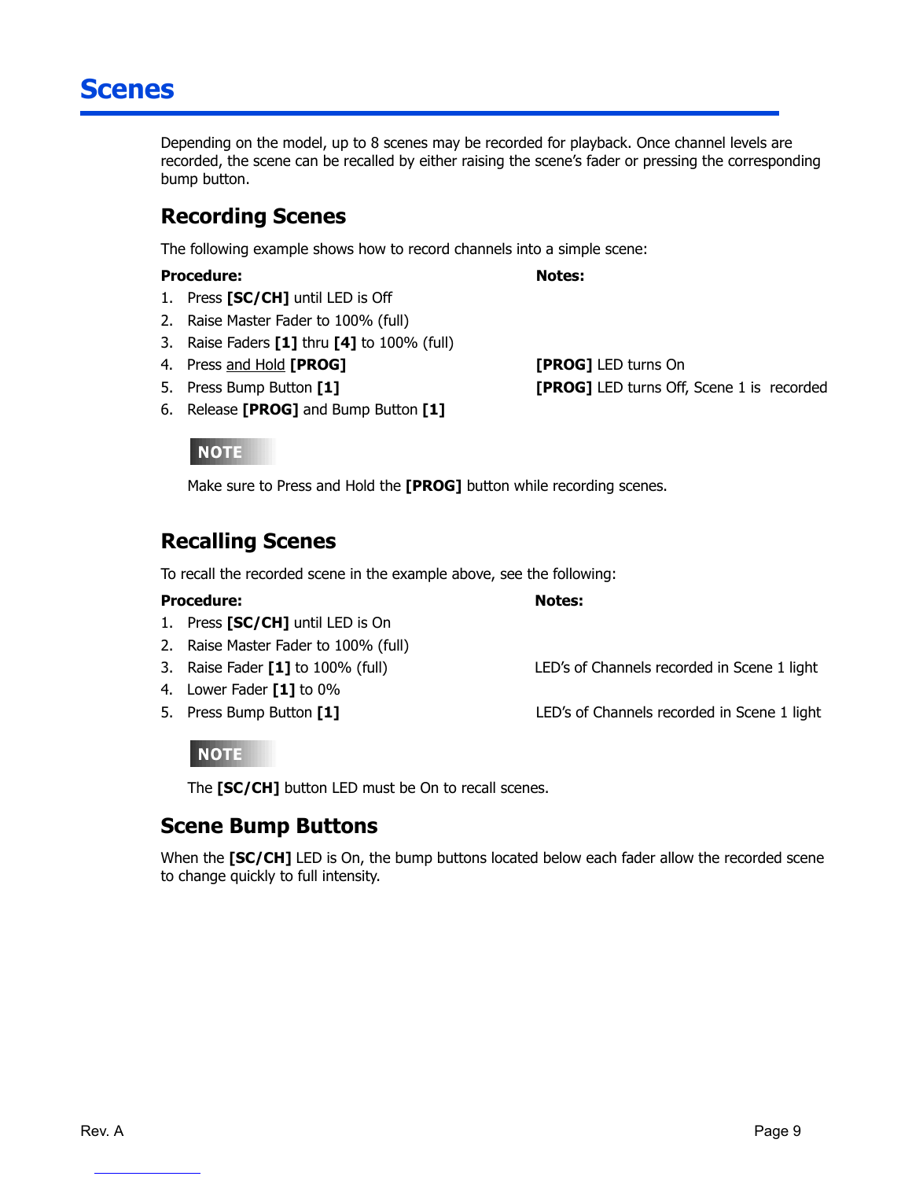# Scenes

Depending on the model, up to 8 scenes may be recorded for playback. Once channel levels are recorded, the scene can be recalled by either raising the scene's fader or pressing the corresponding bump button.

## Recording Scenes

The following example shows how to record channels into a simple scene:

| **Procedure:** | **Notes:** |
|---|---|
| 1. Press **[SC/CH]** until LED is Off | |
| 2. Raise Master Fader to 100% (full) | |
| 3. Raise Faders **[1]** thru **[4]** to 100% (full) | |
| 4. Press and Hold **[PROG]** | **[PROG]** LED turns On |
| 5. Press Bump Button **[1]** | **[PROG]** LED turns Off, Scene 1 is recorded |
| 6. Release **[PROG]** and Bump Button **[1]** | |

**NOTE**

Make sure to Press and Hold the **[PROG]** button while recording scenes.

## Recalling Scenes

To recall the recorded scene in the example above, see the following:

| **Procedure:** | **Notes:** |
|---|---|
| 1. Press **[SC/CH]** until LED is On | |
| 2. Raise Master Fader to 100% (full) | |
| 3. Raise Fader **[1]** to 100% (full) | LED's of Channels recorded in Scene 1 light |
| 4. Lower Fader **[1]** to 0% | |
| 5. Press Bump Button **[1]** | LED's of Channels recorded in Scene 1 light |

**NOTE**

The **[SC/CH]** button LED must be On to recall scenes.

## Scene Bump Buttons

When the **[SC/CH]** LED is On, the bump buttons located below each fader allow the recorded scene to change quickly to full intensity.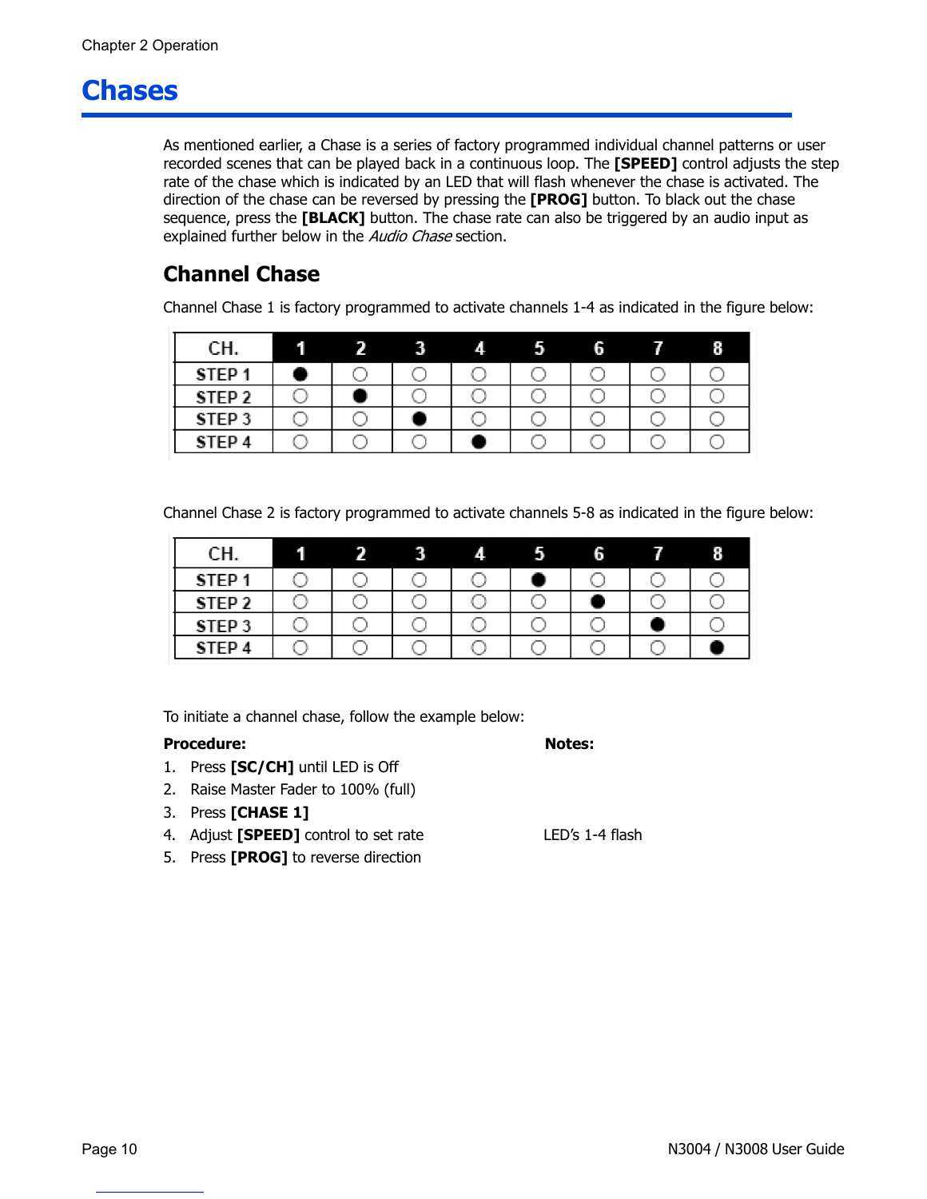# Chases

As mentioned earlier, a Chase is a series of factory programmed individual channel patterns or user recorded scenes that can be played back in a continuous loop. The **[SPEED]** control adjusts the step rate of the chase which is indicated by an LED that will flash whenever the chase is activated. The direction of the chase can be reversed by pressing the **[PROG]** button. To black out the chase sequence, press the **[BLACK]** button. The chase rate can also be triggered by an audio input as explained further below in the *Audio Chase* section.

## Channel Chase

Channel Chase 1 is factory programmed to activate channels 1-4 as indicated in the figure below:

| CH. | 1 | 2 | 3 | 4 | 5 | 6 | 7 | 8 |
|---|---|---|---|---|---|---|---|---|
| STEP 1 | ● | ○ | ○ | ○ | ○ | ○ | ○ | ○ |
| STEP 2 | ○ | ● | ○ | ○ | ○ | ○ | ○ | ○ |
| STEP 3 | ○ | ○ | ● | ○ | ○ | ○ | ○ | ○ |
| STEP 4 | ○ | ○ | ○ | ● | ○ | ○ | ○ | ○ |

Channel Chase 2 is factory programmed to activate channels 5-8 as indicated in the figure below:

| CH. | 1 | 2 | 3 | 4 | 5 | 6 | 7 | 8 |
|---|---|---|---|---|---|---|---|---|
| STEP 1 | ○ | ○ | ○ | ○ | ● | ○ | ○ | ○ |
| STEP 2 | ○ | ○ | ○ | ○ | ○ | ● | ○ | ○ |
| STEP 3 | ○ | ○ | ○ | ○ | ○ | ○ | ● | ○ |
| STEP 4 | ○ | ○ | ○ | ○ | ○ | ○ | ○ | ● |

To initiate a channel chase, follow the example below:

| **Procedure:** | **Notes:** |
|---|---|
| 1. Press **[SC/CH]** until LED is Off | |
| 2. Raise Master Fader to 100% (full) | |
| 3. Press **[CHASE 1]** | |
| 4. Adjust **[SPEED]** control to set rate | LED's 1-4 flash |
| 5. Press **[PROG]** to reverse direction | |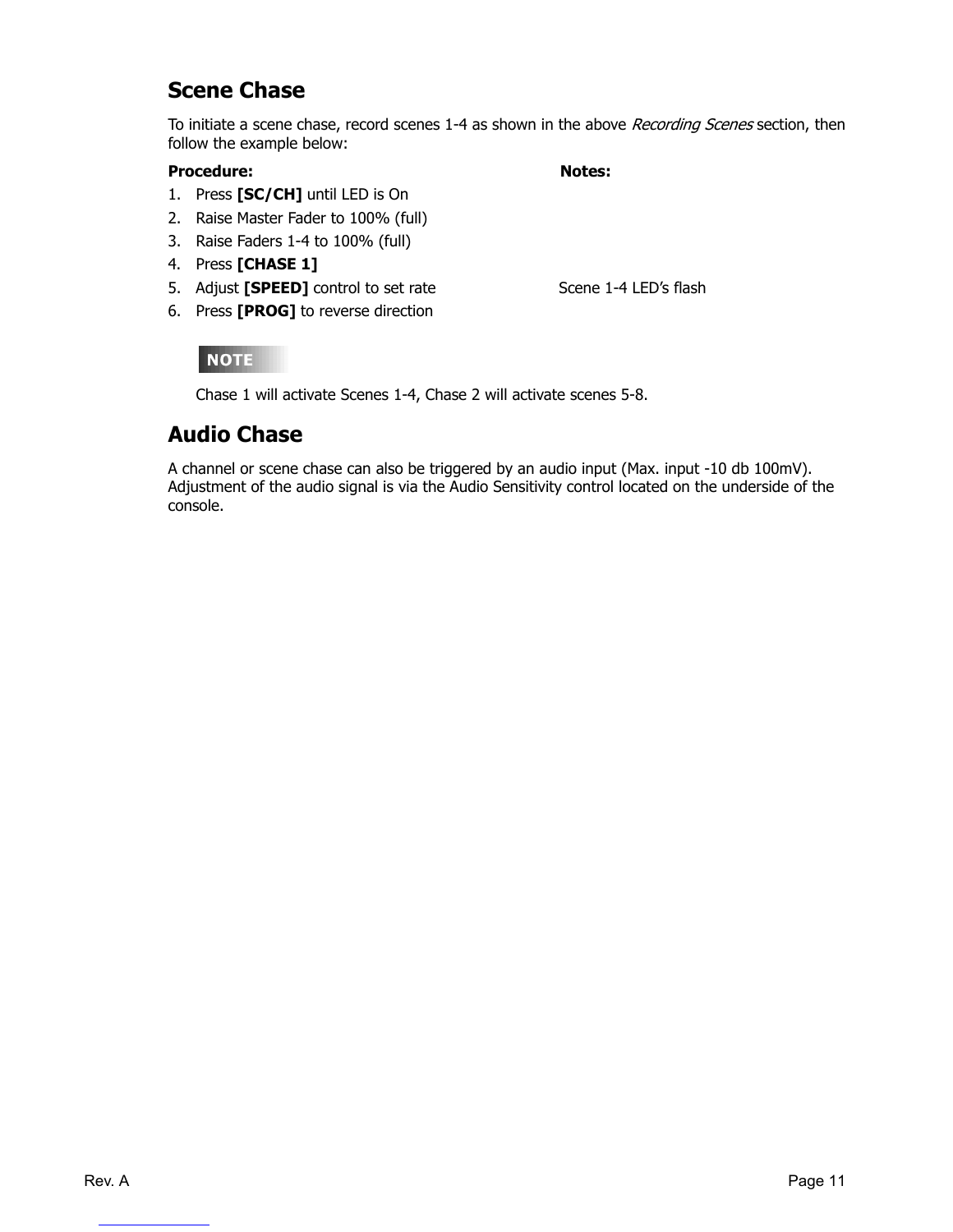## Scene Chase

To initiate a scene chase, record scenes 1-4 as shown in the above *Recording Scenes* section, then follow the example below:

| Procedure: | Notes: |
|---|---|
| 1. Press **[SC/CH]** until LED is On | |
| 2. Raise Master Fader to 100% (full) | |
| 3. Raise Faders 1-4 to 100% (full) | |
| 4. Press **[CHASE 1]** | |
| 5. Adjust **[SPEED]** control to set rate | Scene 1-4 LED's flash |
| 6. Press **[PROG]** to reverse direction | |

**NOTE**

Chase 1 will activate Scenes 1-4, Chase 2 will activate scenes 5-8.

## Audio Chase

A channel or scene chase can also be triggered by an audio input (Max. input -10 db 100mV). Adjustment of the audio signal is via the Audio Sensitivity control located on the underside of the console.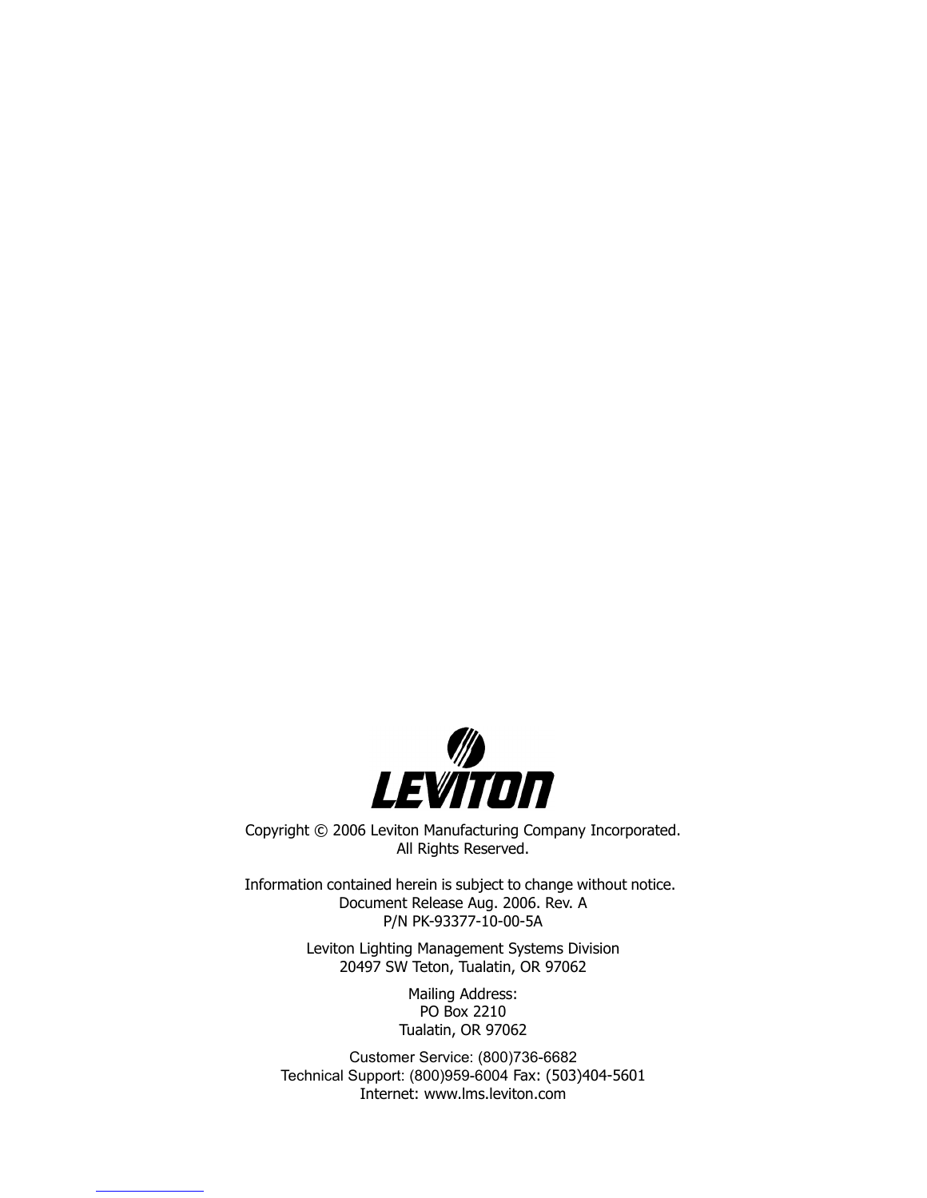LEVITON

Copyright © 2006 Leviton Manufacturing Company Incorporated.
All Rights Reserved.

Information contained herein is subject to change without notice.
Document Release Aug. 2006. Rev. A
P/N PK-93377-10-00-5A

Leviton Lighting Management Systems Division
20497 SW Teton, Tualatin, OR 97062

Mailing Address:
PO Box 2210
Tualatin, OR 97062

Customer Service: (800)736-6682
Technical Support: (800)959-6004 Fax: (503)404-5601
Internet: www.lms.leviton.com